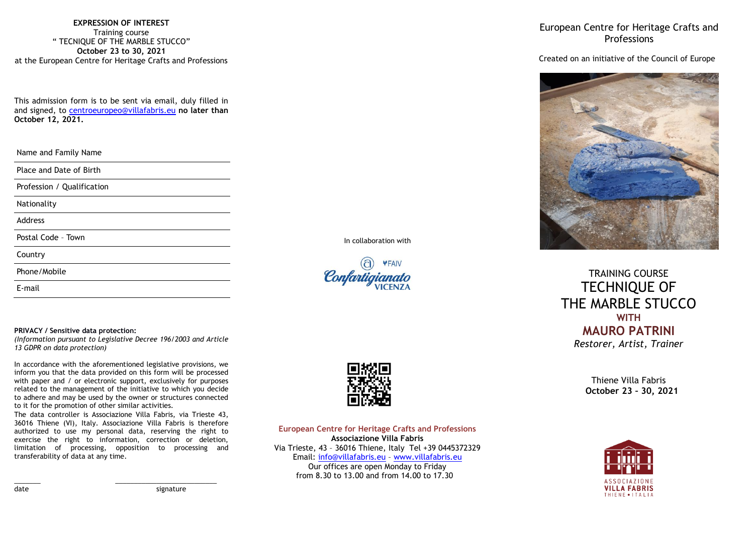**EXPRESSION OF INTEREST**

Training course

" TECNIQUE OF THE MARBLE STUCCO"

**October 23 to 30, 2021**

at the European Centre for Heritage Crafts and Professions

This admission form is to be sent via email, duly filled in and signed, to centroeuropeo@villafabris.eu **no later than October 12, 2021.**

| |
|---|
| Name and Family Name |
| Place and Date of Birth |
| Profession / Qualification |
| Nationality |
| Address |
| Postal Code – Town |
| Country |
| Phone/Mobile |
| E-mail |

**PRIVACY / Sensitive data protection:**

*(Information pursuant to Legislative Decree 196/2003 and Article 13 GDPR on data protection)*

In accordance with the aforementioned legislative provisions, we inform you that the data provided on this form will be processed with paper and / or electronic support, exclusively for purposes related to the management of the initiative to which you decide to adhere and may be used by the owner or structures connected to it for the promotion of other similar activities.

The data controller is Associazione Villa Fabris, via Trieste 43, 36016 Thiene (VI), Italy. Associazione Villa Fabris is therefore authorized to use my personal data, reserving the right to exercise the right to information, correction or deletion, limitation of processing, opposition to processing and transferability of data at any time.

\_\_\_\_\_\_\_ \_\_\_\_\_\_\_\_\_\_\_\_\_\_\_\_\_\_\_\_\_\_\_\_\_\_\_

date signature

In collaboration with

Confartigianato VICENZA – FAIV

**European Centre for Heritage Crafts and Professions**

**Associazione Villa Fabris**

Via Trieste, 43 – 36016 Thiene, Italy Tel +39 0445372329

Email: info@villafabris.eu – www.villafabris.eu

Our offices are open Monday to Friday

from 8.30 to 13.00 and from 14.00 to 17.30

European Centre for Heritage Crafts and Professions

Created on an initiative of the Council of Europe

TRAINING COURSE

# TECHNIQUE OF THE MARBLE STUCCO

**WITH**

## MAURO PATRINI

*Restorer, Artist, Trainer*

Thiene Villa Fabris

**October 23 – 30, 2021**

ASSOCIAZIONE VILLA FABRIS THIENE • ITALIA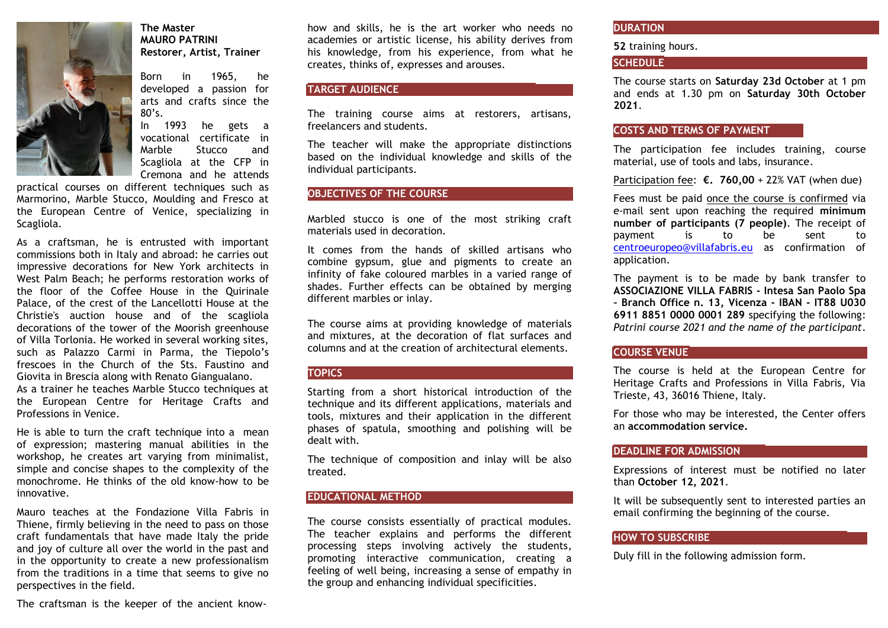**The Master**
**MAURO PATRINI**
**Restorer, Artist, Trainer**

Born in 1965, he developed a passion for arts and crafts since the 80's.
In 1993 he gets a vocational certificate in Marble Stucco and Scagliola at the CFP in Cremona and he attends practical courses on different techniques such as Marmorino, Marble Stucco, Moulding and Fresco at the European Centre of Venice, specializing in Scagliola.

As a craftsman, he is entrusted with important commissions both in Italy and abroad: he carries out impressive decorations for New York architects in West Palm Beach; he performs restoration works of the floor of the Coffee House in the Quirinale Palace, of the crest of the Lancellotti House at the Christie's auction house and of the scagliola decorations of the tower of the Moorish greenhouse of Villa Torlonia. He worked in several working sites, such as Palazzo Carmi in Parma, the Tiepolo's frescoes in the Church of the Sts. Faustino and Giovita in Brescia along with Renato Giangualano.
As a trainer he teaches Marble Stucco techniques at the European Centre for Heritage Crafts and Professions in Venice.

He is able to turn the craft technique into a mean of expression; mastering manual abilities in the workshop, he creates art varying from minimalist, simple and concise shapes to the complexity of the monochrome. He thinks of the old know-how to be innovative.

Mauro teaches at the Fondazione Villa Fabris in Thiene, firmly believing in the need to pass on those craft fundamentals that have made Italy the pride and joy of culture all over the world in the past and in the opportunity to create a new professionalism from the traditions in a time that seems to give no perspectives in the field.

The craftsman is the keeper of the ancient know-how and skills, he is the art worker who needs no academies or artistic license, his ability derives from his knowledge, from his experience, from what he creates, thinks of, expresses and arouses.

## TARGET AUDIENCE

The training course aims at restorers, artisans, freelancers and students.

The teacher will make the appropriate distinctions based on the individual knowledge and skills of the individual participants.

## OBJECTIVES OF THE COURSE

Marbled stucco is one of the most striking craft materials used in decoration.

It comes from the hands of skilled artisans who combine gypsum, glue and pigments to create an infinity of fake coloured marbles in a varied range of shades. Further effects can be obtained by merging different marbles or inlay.

The course aims at providing knowledge of materials and mixtures, at the decoration of flat surfaces and columns and at the creation of architectural elements.

## TOPICS

Starting from a short historical introduction of the technique and its different applications, materials and tools, mixtures and their application in the different phases of spatula, smoothing and polishing will be dealt with.

The technique of composition and inlay will be also treated.

## EDUCATIONAL METHOD

The course consists essentially of practical modules. The teacher explains and performs the different processing steps involving actively the students, promoting interactive communication, creating a feeling of well being, increasing a sense of empathy in the group and enhancing individual specificities.

## DURATION

**52** training hours.

## SCHEDULE

The course starts on **Saturday 23d October** at 1 pm and ends at 1.30 pm on **Saturday 30th October 2021**.

## COSTS AND TERMS OF PAYMENT

The participation fee includes training, course material, use of tools and labs, insurance.

Participation fee: **€. 760,00** + 22% VAT (when due)

Fees must be paid once the course is confirmed via e-mail sent upon reaching the required **minimum number of participants (7 people)**. The receipt of payment is to be sent to centroeuropeo@villafabris.eu as confirmation of application.

The payment is to be made by bank transfer to **ASSOCIAZIONE VILLA FABRIS - Intesa San Paolo Spa - Branch Office n. 13, Vicenza - IBAN - IT88 U030 6911 8851 0000 0001 289** specifying the following: *Patrini course 2021 and the name of the participant*.

## COURSE VENUE

The course is held at the European Centre for Heritage Crafts and Professions in Villa Fabris, Via Trieste, 43, 36016 Thiene, Italy.

For those who may be interested, the Center offers an **accommodation service.**

## DEADLINE FOR ADMISSION

Expressions of interest must be notified no later than **October 12, 2021**.

It will be subsequently sent to interested parties an email confirming the beginning of the course.

## HOW TO SUBSCRIBE

Duly fill in the following admission form.